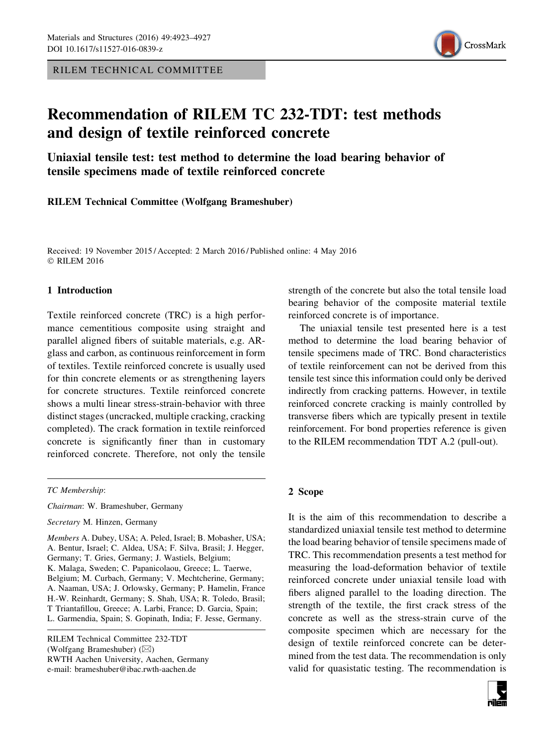RILEM TECHNICAL COMMITTEE

# Recommendation of RILEM TC 232-TDT: test methods and design of textile reinforced concrete

## Uniaxial tensile test: test method to determine the load bearing behavior of tensile specimens made of textile reinforced concrete

**RILEM Technical Committee (Wolfgang Brameshuber)**

Received: 19 November 2015 / Accepted: 2 March 2016 / Published online: 4 May 2016
© RILEM 2016

### 1 Introduction

Textile reinforced concrete (TRC) is a high performance cementitious composite using straight and parallel aligned fibers of suitable materials, e.g. AR-glass and carbon, as continuous reinforcement in form of textiles. Textile reinforced concrete is usually used for thin concrete elements or as strengthening layers for concrete structures. Textile reinforced concrete shows a multi linear stress-strain-behavior with three distinct stages (uncracked, multiple cracking, cracking completed). The crack formation in textile reinforced concrete is significantly finer than in customary reinforced concrete. Therefore, not only the tensile strength of the concrete but also the total tensile load bearing behavior of the composite material textile reinforced concrete is of importance.

The uniaxial tensile test presented here is a test method to determine the load bearing behavior of tensile specimens made of TRC. Bond characteristics of textile reinforcement can not be derived from this tensile test since this information could only be derived indirectly from cracking patterns. However, in textile reinforced concrete cracking is mainly controlled by transverse fibers which are typically present in textile reinforcement. For bond properties reference is given to the RILEM recommendation TDT A.2 (pull-out).

### 2 Scope

It is the aim of this recommendation to describe a standardized uniaxial tensile test method to determine the load bearing behavior of tensile specimens made of TRC. This recommendation presents a test method for measuring the load-deformation behavior of textile reinforced concrete under uniaxial tensile load with fibers aligned parallel to the loading direction. The strength of the textile, the first crack stress of the concrete as well as the stress-strain curve of the composite specimen which are necessary for the design of textile reinforced concrete can be determined from the test data. The recommendation is only valid for quasistatic testing. The recommendation is

---

*TC Membership*:

*Chairman*: W. Brameshuber, Germany

*Secretary* M. Hinzen, Germany

*Members* A. Dubey, USA; A. Peled, Israel; B. Mobasher, USA; A. Bentur, Israel; C. Aldea, USA; F. Silva, Brasil; J. Hegger, Germany; T. Gries, Germany; J. Wastiels, Belgium; K. Malaga, Sweden; C. Papanicolaou, Greece; L. Taerwe, Belgium; M. Curbach, Germany; V. Mechtcherine, Germany; A. Naaman, USA; J. Orlowsky, Germany; P. Hamelin, France H.-W. Reinhardt, Germany; S. Shah, USA; R. Toledo, Brasil; T Triantafillou, Greece; A. Larbi, France; D. Garcia, Spain; L. Garmendia, Spain; S. Gopinath, India; F. Jesse, Germany.

RILEM Technical Committee 232-TDT
(Wolfgang Brameshuber) (✉)
RWTH Aachen University, Aachen, Germany
e-mail: brameshuber@ibac.rwth-aachen.de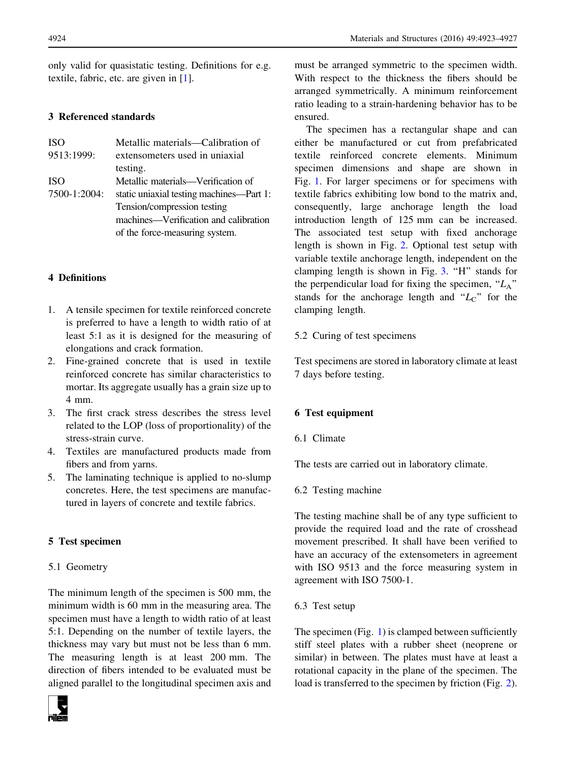only valid for quasistatic testing. Definitions for e.g. textile, fabric, etc. are given in [1].

## 3 Referenced standards

| | |
|---|---|
| ISO 9513:1999: | Metallic materials—Calibration of extensometers used in uniaxial testing. |
| ISO 7500-1:2004: | Metallic materials—Verification of static uniaxial testing machines—Part 1: Tension/compression testing machines—Verification and calibration of the force-measuring system. |

## 4 Definitions

1. A tensile specimen for textile reinforced concrete is preferred to have a length to width ratio of at least 5:1 as it is designed for the measuring of elongations and crack formation.
2. Fine-grained concrete that is used in textile reinforced concrete has similar characteristics to mortar. Its aggregate usually has a grain size up to 4 mm.
3. The first crack stress describes the stress level related to the LOP (loss of proportionality) of the stress-strain curve.
4. Textiles are manufactured products made from fibers and from yarns.
5. The laminating technique is applied to no-slump concretes. Here, the test specimens are manufactured in layers of concrete and textile fabrics.

## 5 Test specimen

### 5.1 Geometry

The minimum length of the specimen is 500 mm, the minimum width is 60 mm in the measuring area. The specimen must have a length to width ratio of at least 5:1. Depending on the number of textile layers, the thickness may vary but must not be less than 6 mm. The measuring length is at least 200 mm. The direction of fibers intended to be evaluated must be aligned parallel to the longitudinal specimen axis and must be arranged symmetric to the specimen width. With respect to the thickness the fibers should be arranged symmetrically. A minimum reinforcement ratio leading to a strain-hardening behavior has to be ensured.

The specimen has a rectangular shape and can either be manufactured or cut from prefabricated textile reinforced concrete elements. Minimum specimen dimensions and shape are shown in Fig. 1. For larger specimens or for specimens with textile fabrics exhibiting low bond to the matrix and, consequently, large anchorage length the load introduction length of 125 mm can be increased. The associated test setup with fixed anchorage length is shown in Fig. 2. Optional test setup with variable textile anchorage length, independent on the clamping length is shown in Fig. 3. "H" stands for the perpendicular load for fixing the specimen, "$L_A$" stands for the anchorage length and "$L_C$" for the clamping length.

### 5.2 Curing of test specimens

Test specimens are stored in laboratory climate at least 7 days before testing.

## 6 Test equipment

### 6.1 Climate

The tests are carried out in laboratory climate.

### 6.2 Testing machine

The testing machine shall be of any type sufficient to provide the required load and the rate of crosshead movement prescribed. It shall have been verified to have an accuracy of the extensometers in agreement with ISO 9513 and the force measuring system in agreement with ISO 7500-1.

### 6.3 Test setup

The specimen (Fig. 1) is clamped between sufficiently stiff steel plates with a rubber sheet (neoprene or similar) in between. The plates must have at least a rotational capacity in the plane of the specimen. The load is transferred to the specimen by friction (Fig. 2).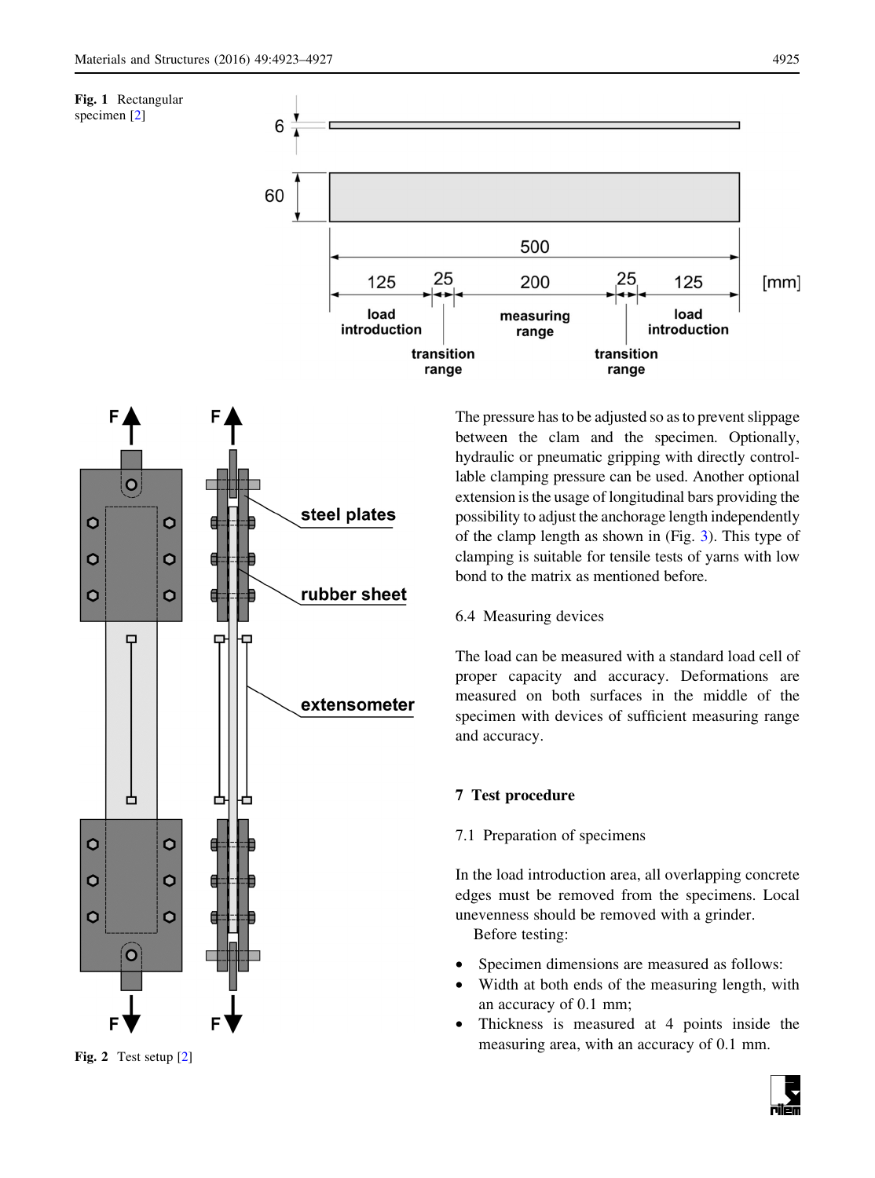Fig. 1 Rectangular specimen [2]

Fig. 2 Test setup [2]

The pressure has to be adjusted so as to prevent slippage between the clam and the specimen. Optionally, hydraulic or pneumatic gripping with directly controllable clamping pressure can be used. Another optional extension is the usage of longitudinal bars providing the possibility to adjust the anchorage length independently of the clamp length as shown in (Fig. 3). This type of clamping is suitable for tensile tests of yarns with low bond to the matrix as mentioned before.

### 6.4 Measuring devices

The load can be measured with a standard load cell of proper capacity and accuracy. Deformations are measured on both surfaces in the middle of the specimen with devices of sufficient measuring range and accuracy.

## 7 Test procedure

### 7.1 Preparation of specimens

In the load introduction area, all overlapping concrete edges must be removed from the specimens. Local unevenness should be removed with a grinder.

Before testing:

- Specimen dimensions are measured as follows:
- Width at both ends of the measuring length, with an accuracy of 0.1 mm;
- Thickness is measured at 4 points inside the measuring area, with an accuracy of 0.1 mm.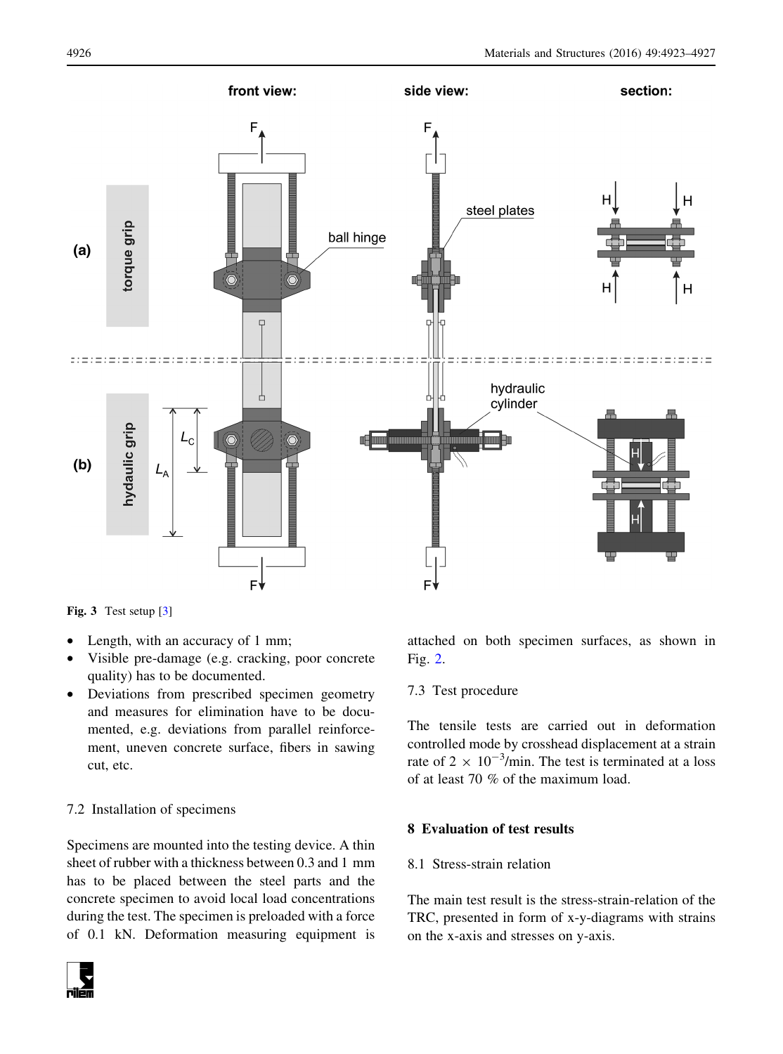Fig. 3 Test setup [3]

- Length, with an accuracy of 1 mm;
- Visible pre-damage (e.g. cracking, poor concrete quality) has to be documented.
- Deviations from prescribed specimen geometry and measures for elimination have to be documented, e.g. deviations from parallel reinforcement, uneven concrete surface, fibers in sawing cut, etc.

### 7.2 Installation of specimens

Specimens are mounted into the testing device. A thin sheet of rubber with a thickness between 0.3 and 1 mm has to be placed between the steel parts and the concrete specimen to avoid local load concentrations during the test. The specimen is preloaded with a force of 0.1 kN. Deformation measuring equipment is attached on both specimen surfaces, as shown in Fig. 2.

### 7.3 Test procedure

The tensile tests are carried out in deformation controlled mode by crosshead displacement at a strain rate of $2 \times 10^{-3}$/min. The test is terminated at a loss of at least 70 % of the maximum load.

## 8 Evaluation of test results

### 8.1 Stress-strain relation

The main test result is the stress-strain-relation of the TRC, presented in form of x-y-diagrams with strains on the x-axis and stresses on y-axis.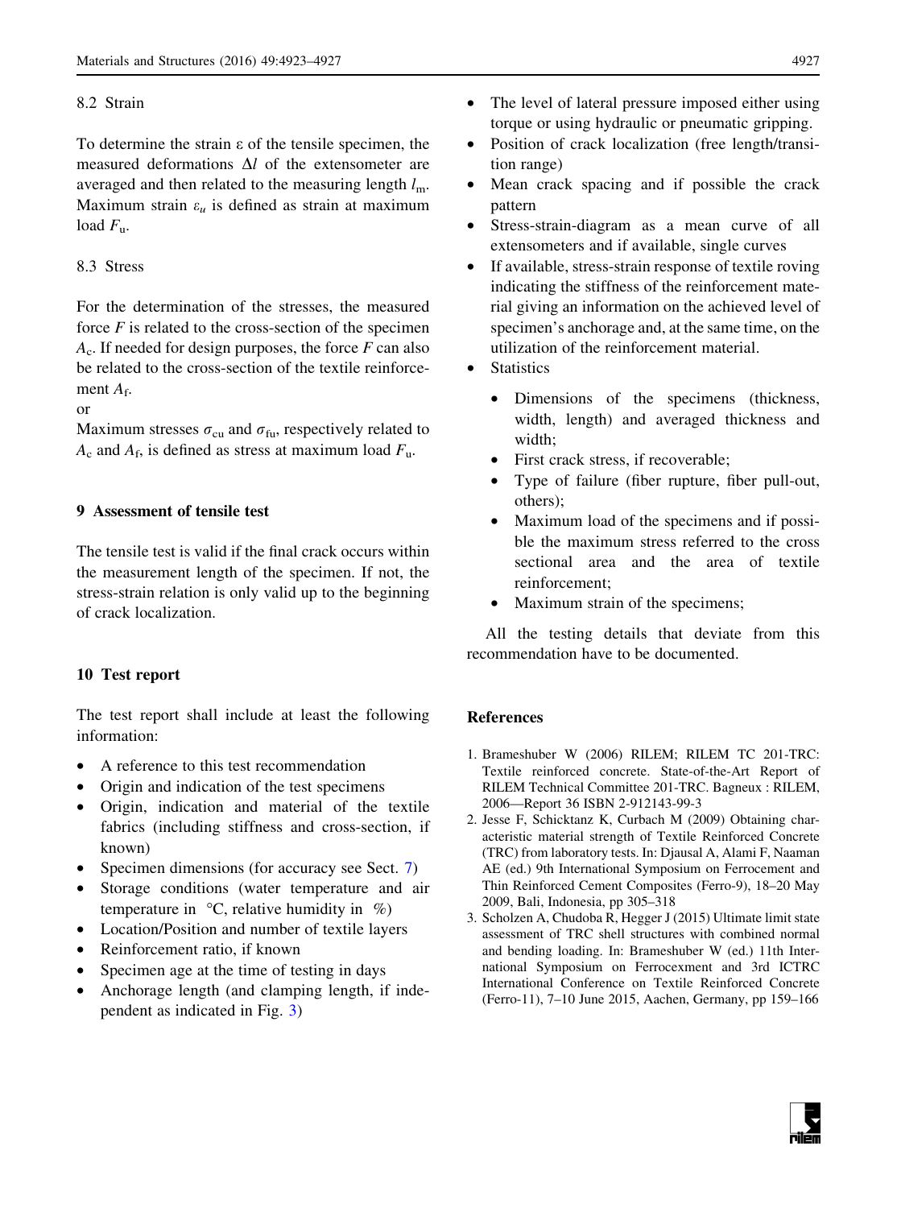### 8.2 Strain

To determine the strain $\varepsilon$ of the tensile specimen, the measured deformations $\Delta l$ of the extensometer are averaged and then related to the measuring length $l_m$. Maximum strain $\varepsilon_u$ is defined as strain at maximum load $F_u$.

### 8.3 Stress

For the determination of the stresses, the measured force $F$ is related to the cross-section of the specimen $A_c$. If needed for design purposes, the force $F$ can also be related to the cross-section of the textile reinforcement $A_f$.

or

Maximum stresses $\sigma_{cu}$ and $\sigma_{fu}$, respectively related to $A_c$ and $A_f$, is defined as stress at maximum load $F_u$.

## 9 Assessment of tensile test

The tensile test is valid if the final crack occurs within the measurement length of the specimen. If not, the stress-strain relation is only valid up to the beginning of crack localization.

## 10 Test report

The test report shall include at least the following information:

- A reference to this test recommendation
- Origin and indication of the test specimens
- Origin, indication and material of the textile fabrics (including stiffness and cross-section, if known)
- Specimen dimensions (for accuracy see Sect. 7)
- Storage conditions (water temperature and air temperature in °C, relative humidity in %)
- Location/Position and number of textile layers
- Reinforcement ratio, if known
- Specimen age at the time of testing in days
- Anchorage length (and clamping length, if independent as indicated in Fig. 3)
- The level of lateral pressure imposed either using torque or using hydraulic or pneumatic gripping.
- Position of crack localization (free length/transition range)
- Mean crack spacing and if possible the crack pattern
- Stress-strain-diagram as a mean curve of all extensometers and if available, single curves
- If available, stress-strain response of textile roving indicating the stiffness of the reinforcement material giving an information on the achieved level of specimen's anchorage and, at the same time, on the utilization of the reinforcement material.
- Statistics
  - Dimensions of the specimens (thickness, width, length) and averaged thickness and width;
  - First crack stress, if recoverable;
  - Type of failure (fiber rupture, fiber pull-out, others);
  - Maximum load of the specimens and if possible the maximum stress referred to the cross sectional area and the area of textile reinforcement;
  - Maximum strain of the specimens;

All the testing details that deviate from this recommendation have to be documented.

## References

1. Brameshuber W (2006) RILEM; RILEM TC 201-TRC: Textile reinforced concrete. State-of-the-Art Report of RILEM Technical Committee 201-TRC. Bagneux : RILEM, 2006—Report 36 ISBN 2-912143-99-3
2. Jesse F, Schicktanz K, Curbach M (2009) Obtaining characteristic material strength of Textile Reinforced Concrete (TRC) from laboratory tests. In: Djausal A, Alami F, Naaman AE (ed.) 9th International Symposium on Ferrocement and Thin Reinforced Cement Composites (Ferro-9), 18–20 May 2009, Bali, Indonesia, pp 305–318
3. Scholzen A, Chudoba R, Hegger J (2015) Ultimate limit state assessment of TRC shell structures with combined normal and bending loading. In: Brameshuber W (ed.) 11th International Symposium on Ferrocexment and 3rd ICTRC International Conference on Textile Reinforced Concrete (Ferro-11), 7–10 June 2015, Aachen, Germany, pp 159–166